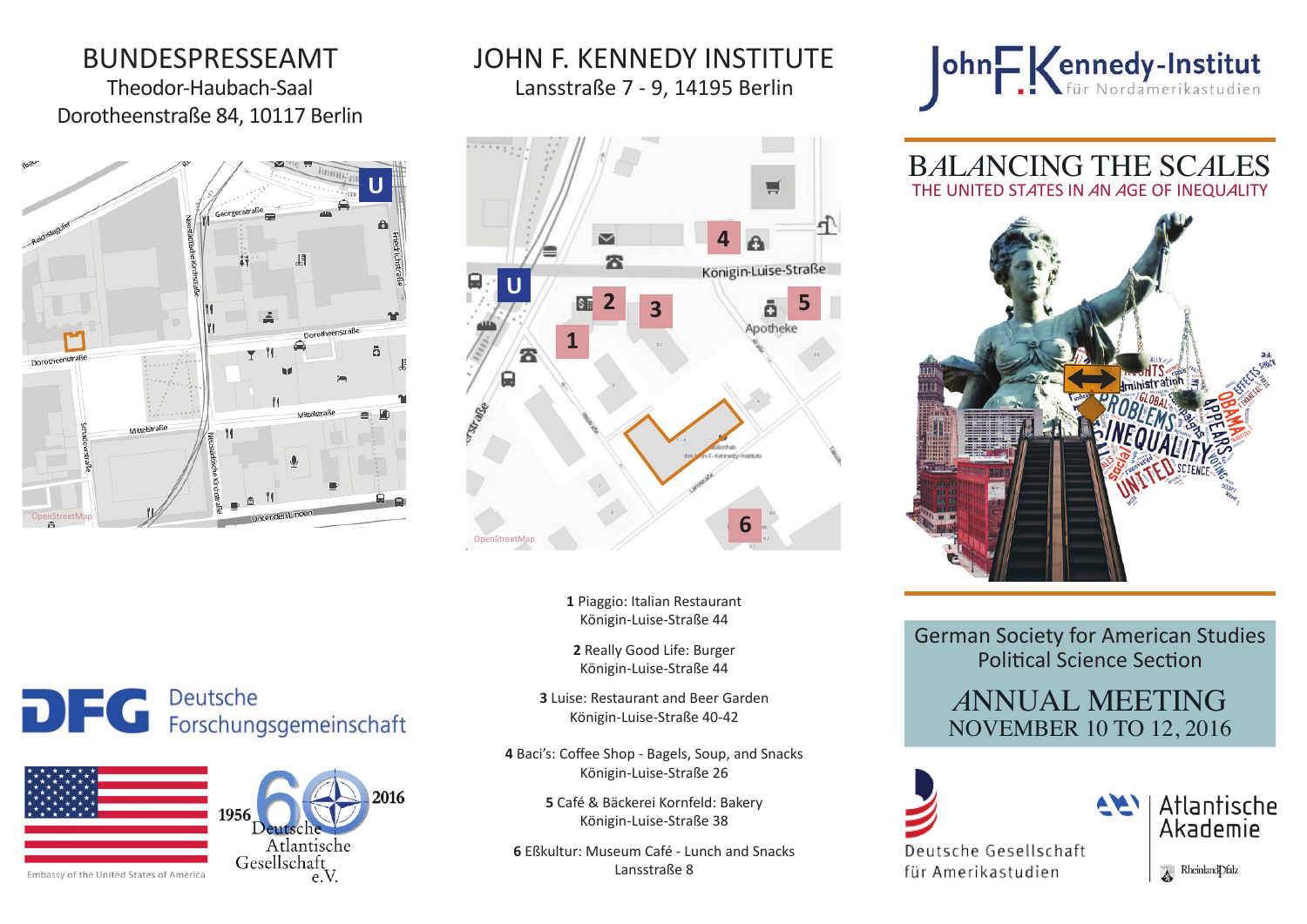# BUNDESPRESSEAMT

Theodor-Haubach-Saal
Dorotheenstraße 84, 10117 Berlin

OpenStreetMap

Deutsche Forschungsgemeinschaft

Embassy of the United States of America

1956 Deutsche Atlantische Gesellschaft e.V. 2016

# JOHN F. KENNEDY INSTITUTE

Lansstraße 7 - 9, 14195 Berlin

OpenStreetMap

**1** Piaggio: Italian Restaurant
Königin-Luise-Straße 44

**2** Really Good Life: Burger
Königin-Luise-Straße 44

**3** Luise: Restaurant and Beer Garden
Königin-Luise-Straße 40-42

**4** Baci's: Coffee Shop - Bagels, Soup, and Snacks
Königin-Luise-Straße 26

**5** Café & Bäckerei Kornfeld: Bakery
Königin-Luise-Straße 38

**6** Eßkultur: Museum Café - Lunch and Snacks
Lansstraße 8

John-F.-Kennedy-Institut für Nordamerikastudien

# BALANCING THE SCALES

## THE UNITED STATES IN AN AGE OF INEQUALITY

German Society for American Studies
Political Science Section

## ANNUAL MEETING

NOVEMBER 10 TO 12, 2016

Deutsche Gesellschaft für Amerikastudien

Atlantische Akademie

Rheinland-Pfalz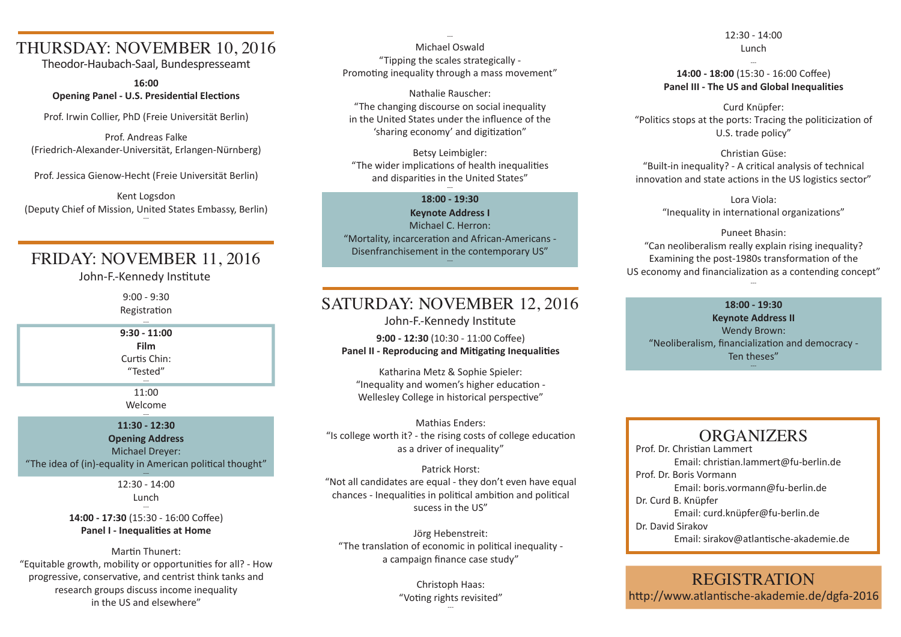# THURSDAY: NOVEMBER 10, 2016

Theodor-Haubach-Saal, Bundespresseamt

**16:00**
**Opening Panel - U.S. Presidential Elections**

Prof. Irwin Collier, PhD (Freie Universität Berlin)

Prof. Andreas Falke
(Friedrich-Alexander-Universität, Erlangen-Nürnberg)

Prof. Jessica Gienow-Hecht (Freie Universität Berlin)

Kent Logsdon
(Deputy Chief of Mission, United States Embassy, Berlin)

---

# FRIDAY: NOVEMBER 11, 2016

John-F.-Kennedy Institute

9:00 - 9:30
Registration

---

**9:30 - 11:00**
**Film**
Curtis Chin:
"Tested"

---

11:00
Welcome

---

**11:30 - 12:30**
**Opening Address**
Michael Dreyer:
"The idea of (in)-equality in American political thought"

---

12:30 - 14:00
Lunch

---

**14:00 - 17:30** (15:30 - 16:00 Coffee)
**Panel I - Inequalities at Home**

Martin Thunert:
"Equitable growth, mobility or opportunities for all? - How progressive, conservative, and centrist think tanks and research groups discuss income inequality in the US and elsewhere"

---

Michael Oswald
"Tipping the scales strategically - Promoting inequality through a mass movement"

Nathalie Rauscher:
"The changing discourse on social inequality in the United States under the influence of the 'sharing economy' and digitization"

Betsy Leimbigler:
"The wider implications of health inequalities and disparities in the United States"

---

**18:00 - 19:30**
**Keynote Address I**
Michael C. Herron:
"Mortality, incarceration and African-Americans - Disenfranchisement in the contemporary US"

---

# SATURDAY: NOVEMBER 12, 2016

John-F.-Kennedy Institute

**9:00 - 12:30** (10:30 - 11:00 Coffee)
**Panel II - Reproducing and Mitigating Inequalities**

Katharina Metz & Sophie Spieler:
"Inequality and women's higher education - Wellesley College in historical perspective"

Mathias Enders:
"Is college worth it? - the rising costs of college education as a driver of inequality"

Patrick Horst:
"Not all candidates are equal - they don't even have equal chances - Inequalities in political ambition and political sucess in the US"

Jörg Hebenstreit:
"The translation of economic in political inequality - a campaign finance case study"

Christoph Haas:
"Voting rights revisited"

---

12:30 - 14:00
Lunch

---

**14:00 - 18:00** (15:30 - 16:00 Coffee)
**Panel III - The US and Global Inequalities**

Curd Knüpfer:
"Politics stops at the ports: Tracing the politicization of U.S. trade policy"

Christian Güse:
"Built-in inequality? - A critical analysis of technical innovation and state actions in the US logistics sector"

Lora Viola:
"Inequality in international organizations"

Puneet Bhasin:
"Can neoliberalism really explain rising inequality? Examining the post-1980s transformation of the US economy and financialization as a contending concept"

---

**18:00 - 19:30**
**Keynote Address II**
Wendy Brown:
"Neoliberalism, financialization and democracy - Ten theses"

---

# ORGANIZERS

Prof. Dr. Christian Lammert
Email: christian.lammert@fu-berlin.de

Prof. Dr. Boris Vormann
Email: boris.vormann@fu-berlin.de

Dr. Curd B. Knüpfer
Email: curd.knüpfer@fu-berlin.de

Dr. David Sirakov
Email: sirakov@atlantische-akademie.de

# REGISTRATION

http://www.atlantische-akademie.de/dgfa-2016